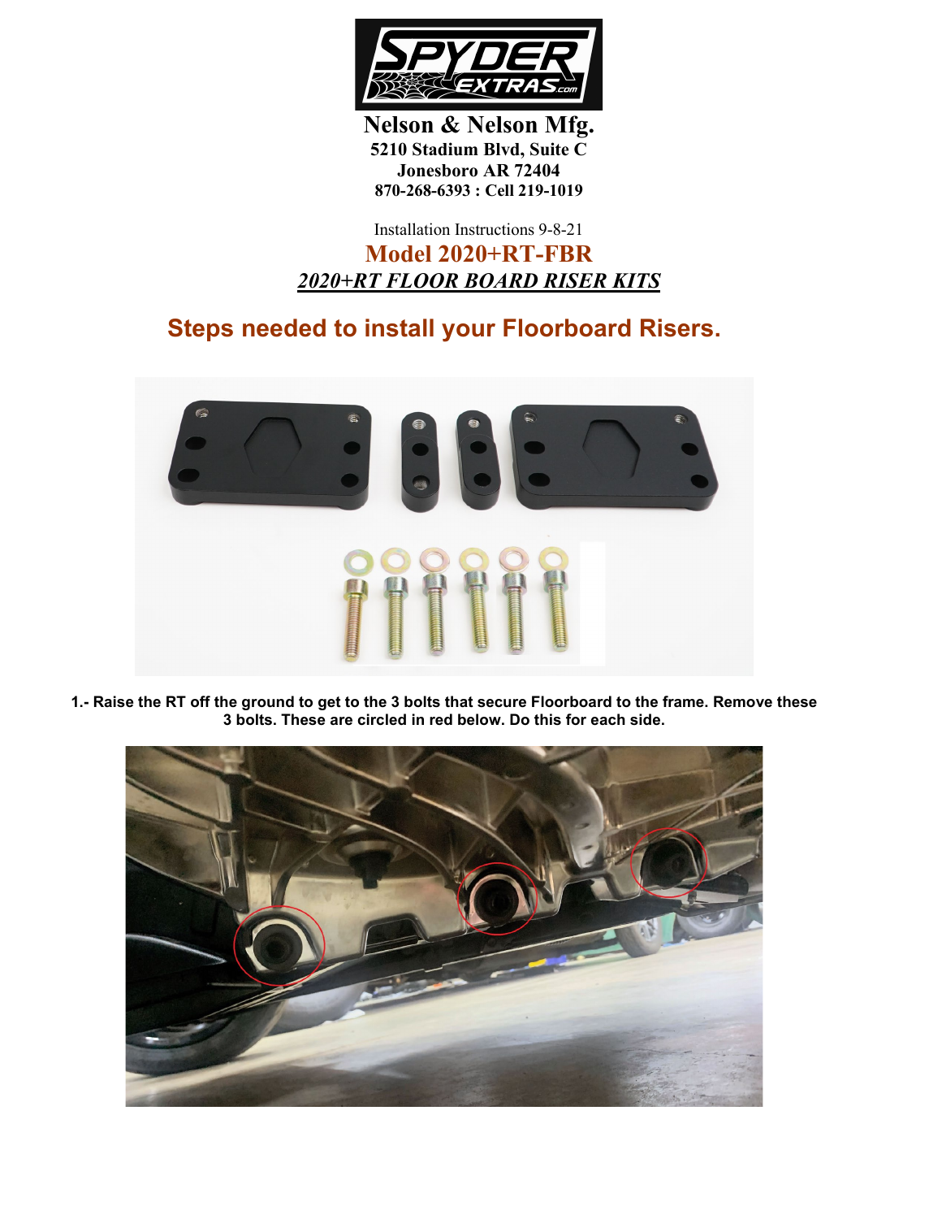**Nelson & Nelson Mfg.**
**5210 Stadium Blvd, Suite C**
**Jonesboro AR 72404**
**870-268-6393 : Cell 219-1019**

Installation Instructions 9-8-21

# Model 2020+RT-FBR

***2020+RT FLOOR BOARD RISER KITS***

## Steps needed to install your Floorboard Risers.

**1.- Raise the RT off the ground to get to the 3 bolts that secure Floorboard to the frame. Remove these 3 bolts. These are circled in red below. Do this for each side.**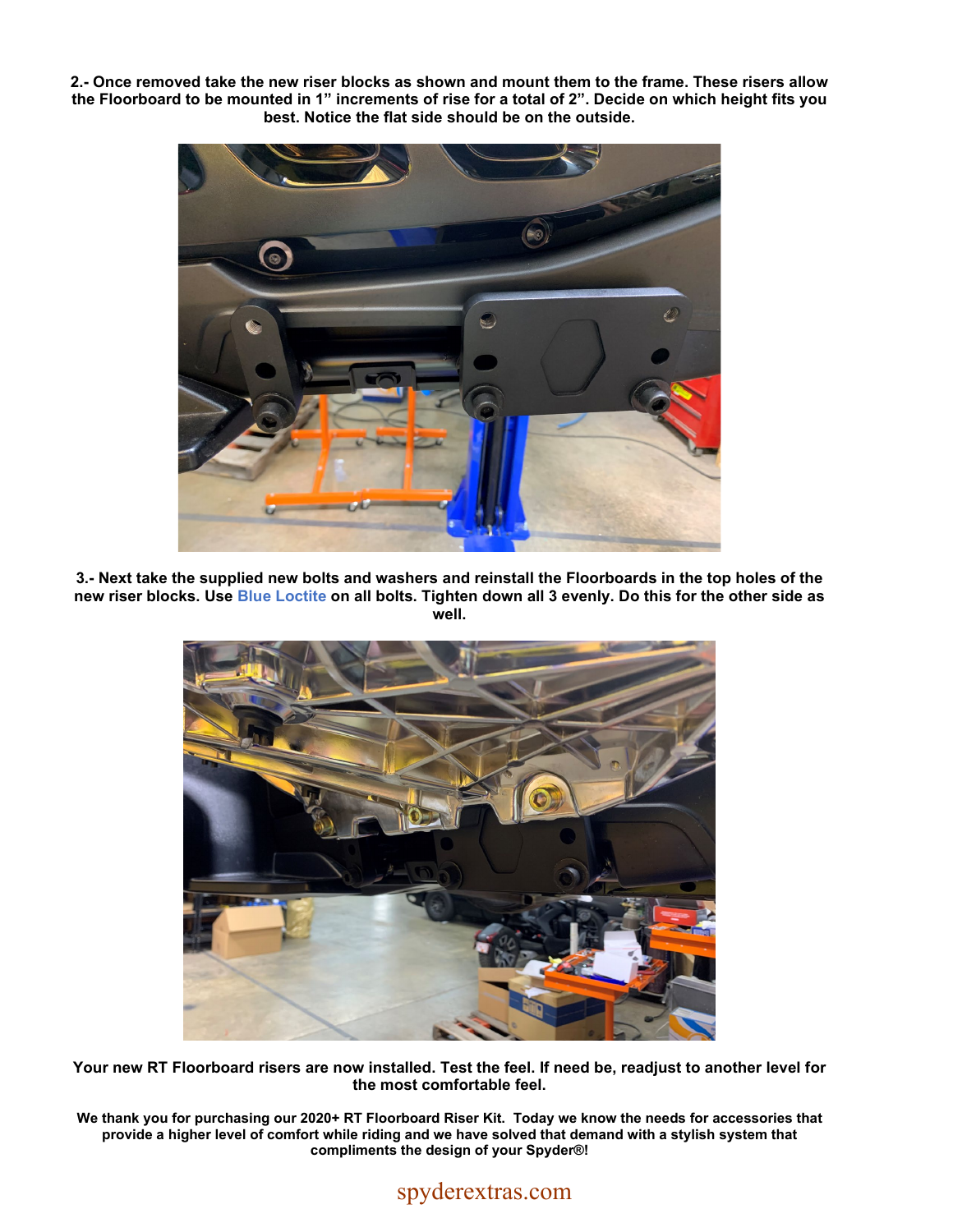**2.- Once removed take the new riser blocks as shown and mount them to the frame. These risers allow the Floorboard to be mounted in 1" increments of rise for a total of 2". Decide on which height fits you best. Notice the flat side should be on the outside.**

**3.- Next take the supplied new bolts and washers and reinstall the Floorboards in the top holes of the new riser blocks. Use Blue Loctite on all bolts. Tighten down all 3 evenly. Do this for the other side as well.**

**Your new RT Floorboard risers are now installed. Test the feel. If need be, readjust to another level for the most comfortable feel.**

**We thank you for purchasing our 2020+ RT Floorboard Riser Kit. Today we know the needs for accessories that provide a higher level of comfort while riding and we have solved that demand with a stylish system that compliments the design of your Spyder®!**

spyderextras.com